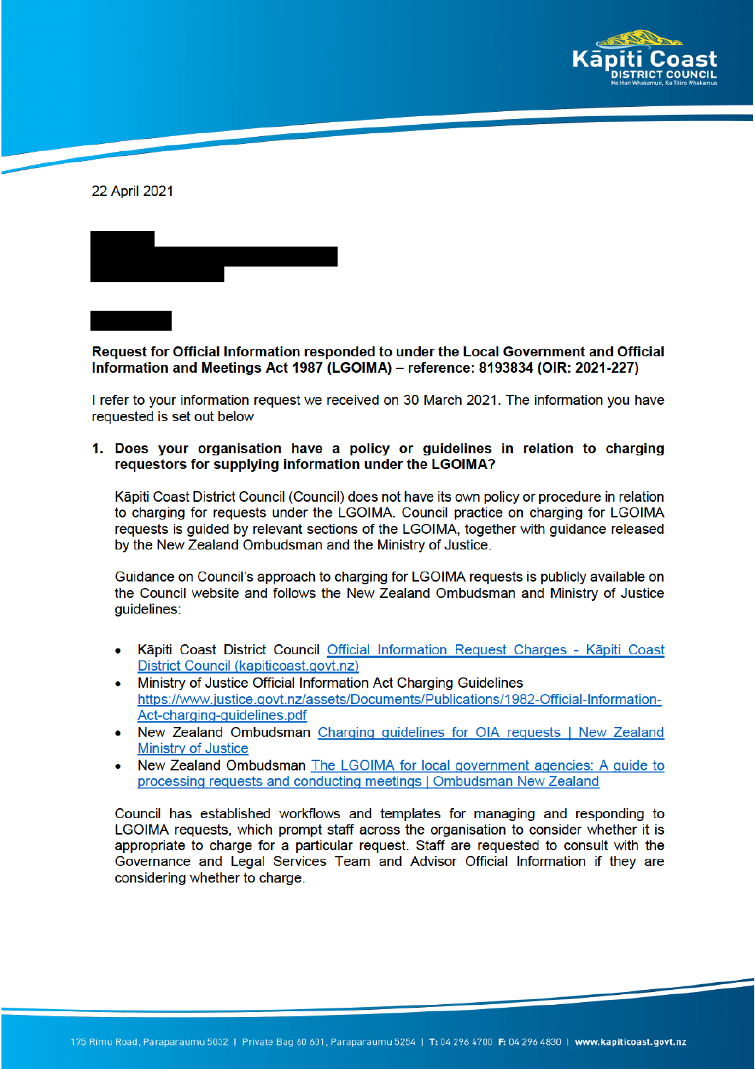22 April 2021

**Request for Official Information responded to under the Local Government and Official Information and Meetings Act 1987 (LGOIMA) – reference: 8193834 (OIR: 2021-227)**

I refer to your information request we received on 30 March 2021. The information you have requested is set out below

1. **Does your organisation have a policy or guidelines in relation to charging requestors for supplying information under the LGOIMA?**

   Kāpiti Coast District Council (Council) does not have its own policy or procedure in relation to charging for requests under the LGOIMA. Council practice on charging for LGOIMA requests is guided by relevant sections of the LGOIMA, together with guidance released by the New Zealand Ombudsman and the Ministry of Justice.

   Guidance on Council's approach to charging for LGOIMA requests is publicly available on the Council website and follows the New Zealand Ombudsman and Ministry of Justice guidelines:

   - Kāpiti Coast District Council [Official Information Request Charges - Kāpiti Coast District Council (kapiticoast.govt.nz)]
   - Ministry of Justice Official Information Act Charging Guidelines https://www.justice.govt.nz/assets/Documents/Publications/1982-Official-Information-Act-charging-guidelines.pdf
   - New Zealand Ombudsman [Charging guidelines for OIA requests | New Zealand Ministry of Justice]
   - New Zealand Ombudsman [The LGOIMA for local government agencies: A guide to processing requests and conducting meetings | Ombudsman New Zealand]

   Council has established workflows and templates for managing and responding to LGOIMA requests, which prompt staff across the organisation to consider whether it is appropriate to charge for a particular request. Staff are requested to consult with the Governance and Legal Services Team and Advisor Official Information if they are considering whether to charge.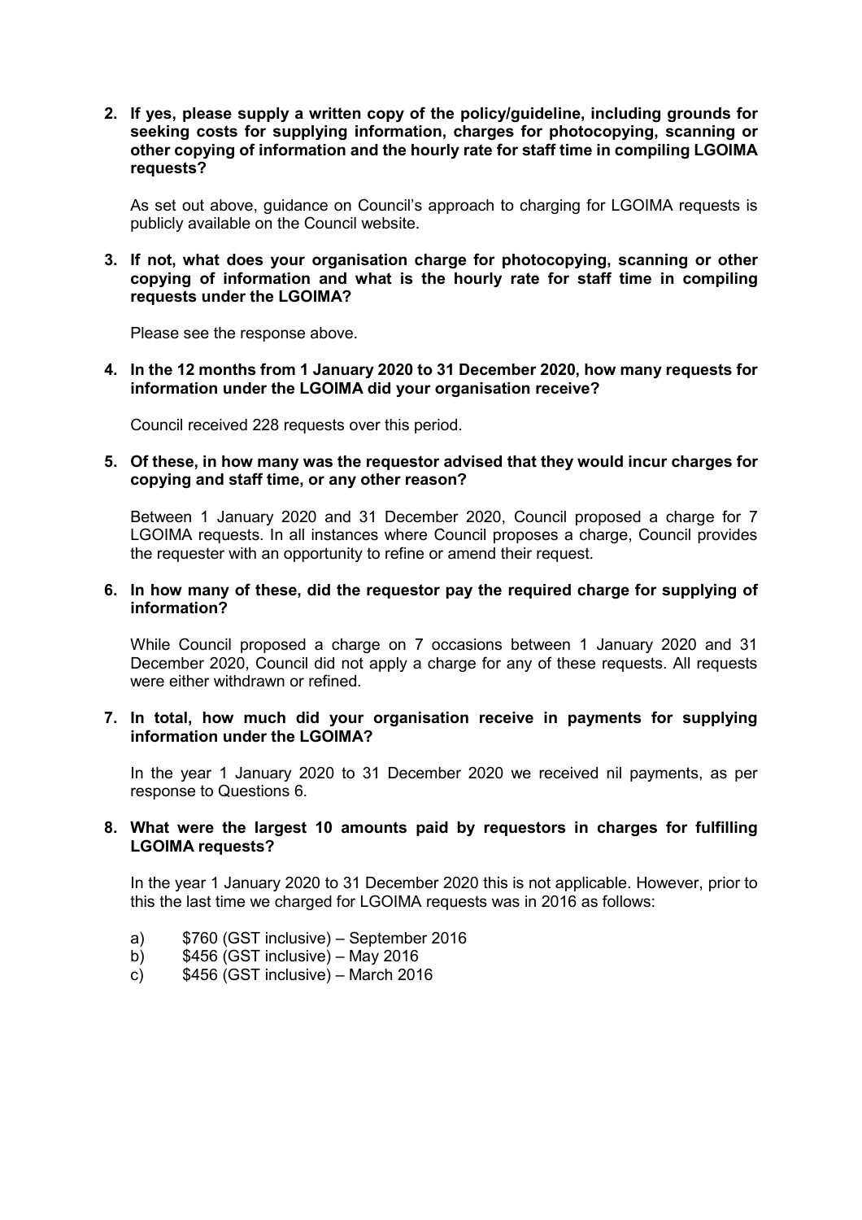**2. If yes, please supply a written copy of the policy/guideline, including grounds for seeking costs for supplying information, charges for photocopying, scanning or other copying of information and the hourly rate for staff time in compiling LGOIMA requests?**

As set out above, guidance on Council's approach to charging for LGOIMA requests is publicly available on the Council website.

**3. If not, what does your organisation charge for photocopying, scanning or other copying of information and what is the hourly rate for staff time in compiling requests under the LGOIMA?**

Please see the response above.

**4. In the 12 months from 1 January 2020 to 31 December 2020, how many requests for information under the LGOIMA did your organisation receive?**

Council received 228 requests over this period.

**5. Of these, in how many was the requestor advised that they would incur charges for copying and staff time, or any other reason?**

Between 1 January 2020 and 31 December 2020, Council proposed a charge for 7 LGOIMA requests. In all instances where Council proposes a charge, Council provides the requester with an opportunity to refine or amend their request.

**6. In how many of these, did the requestor pay the required charge for supplying of information?**

While Council proposed a charge on 7 occasions between 1 January 2020 and 31 December 2020, Council did not apply a charge for any of these requests. All requests were either withdrawn or refined.

**7. In total, how much did your organisation receive in payments for supplying information under the LGOIMA?**

In the year 1 January 2020 to 31 December 2020 we received nil payments, as per response to Questions 6.

**8. What were the largest 10 amounts paid by requestors in charges for fulfilling LGOIMA requests?**

In the year 1 January 2020 to 31 December 2020 this is not applicable. However, prior to this the last time we charged for LGOIMA requests was in 2016 as follows:

a) $760 (GST inclusive) – September 2016
b) $456 (GST inclusive) – May 2016
c) $456 (GST inclusive) – March 2016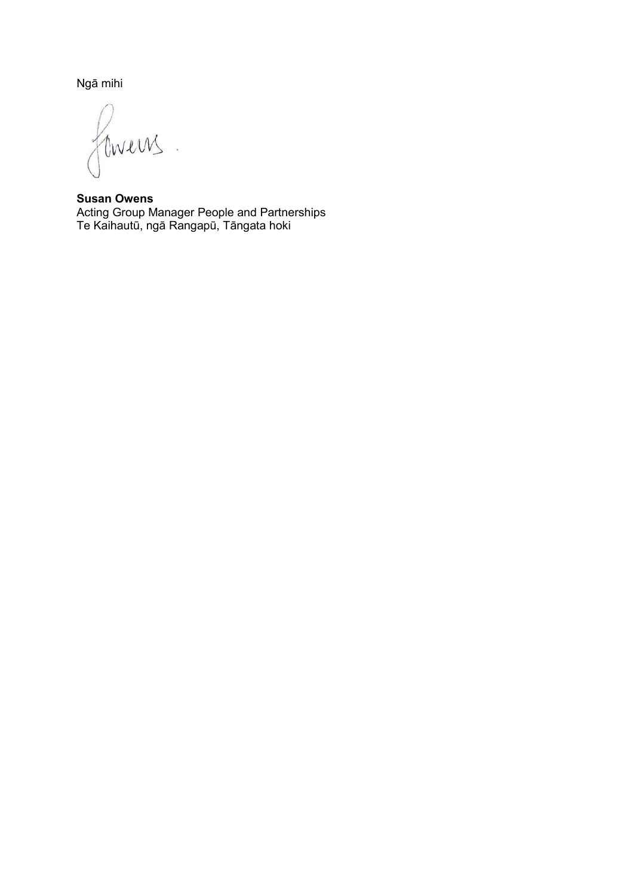Ngā mihi

**Susan Owens**
Acting Group Manager People and Partnerships
Te Kaihautū, ngā Rangapū, Tāngata hoki